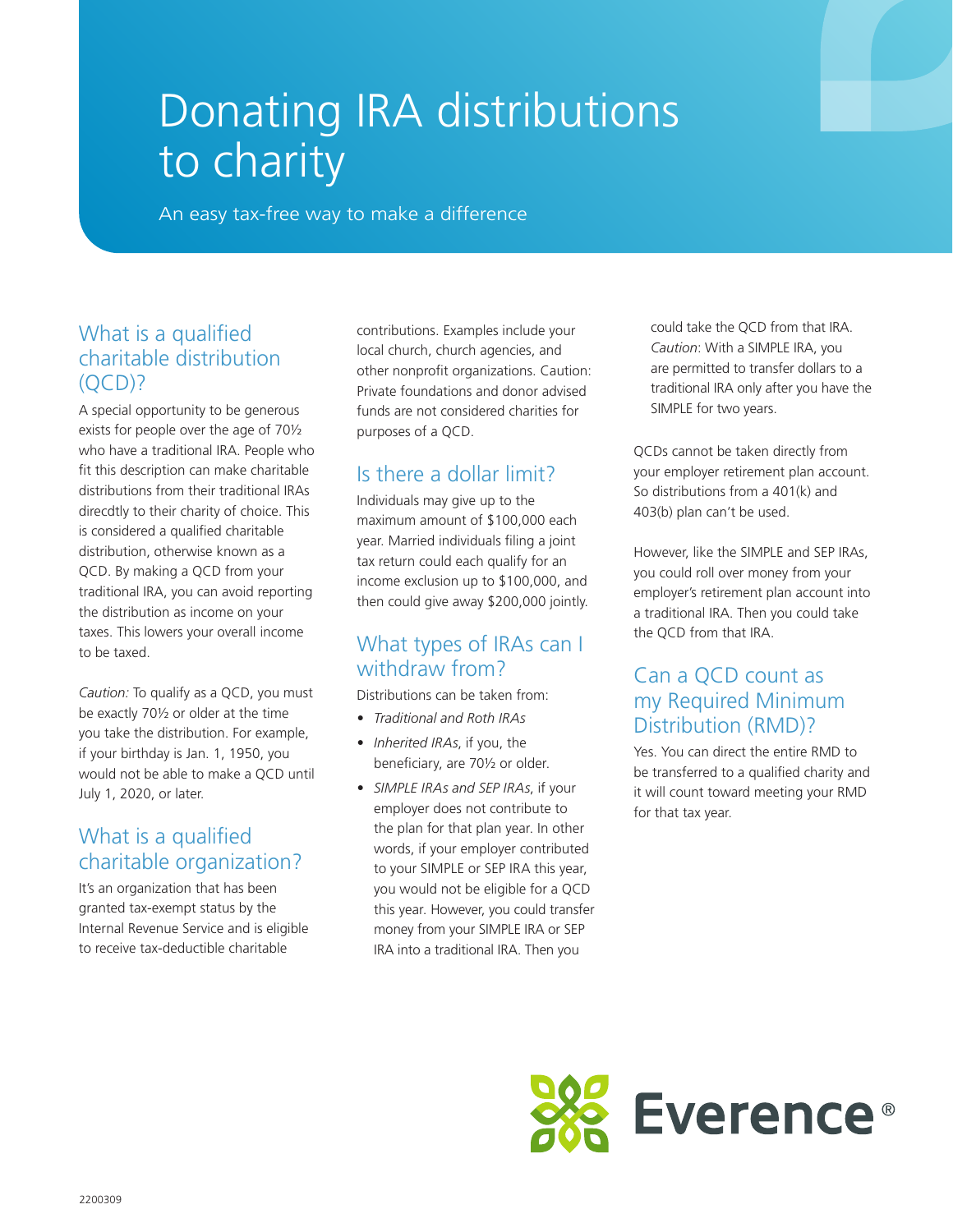# Donating IRA distributions to charity

An easy tax-free way to make a difference

## What is a qualified charitable distribution (QCD)?

A special opportunity to be generous exists for people over the age of 70½ who have a traditional IRA. People who fit this description can make charitable distributions from their traditional IRAs direcdtly to their charity of choice. This is considered a qualified charitable distribution, otherwise known as a QCD. By making a QCD from your traditional IRA, you can avoid reporting the distribution as income on your taxes. This lowers your overall income to be taxed.

*Caution:* To qualify as a QCD, you must be exactly 70½ or older at the time you take the distribution. For example, if your birthday is Jan. 1, 1950, you would not be able to make a QCD until July 1, 2020, or later.

## What is a qualified charitable organization?

It's an organization that has been granted tax-exempt status by the Internal Revenue Service and is eligible to receive tax-deductible charitable contributions. Examples include your local church, church agencies, and other nonprofit organizations. Caution: Private foundations and donor advised funds are not considered charities for purposes of a QCD.

## Is there a dollar limit?

Individuals may give up to the maximum amount of $100,000 each year. Married individuals filing a joint tax return could each qualify for an income exclusion up to $100,000, and then could give away $200,000 jointly.

## What types of IRAs can I withdraw from?

Distributions can be taken from:

- *Traditional and Roth IRAs*
- *Inherited IRAs*, if you, the beneficiary, are 70½ or older.
- *SIMPLE IRAs and SEP IRAs*, if your employer does not contribute to the plan for that plan year. In other words, if your employer contributed to your SIMPLE or SEP IRA this year, you would not be eligible for a QCD this year. However, you could transfer money from your SIMPLE IRA or SEP IRA into a traditional IRA. Then you could take the QCD from that IRA. *Caution*: With a SIMPLE IRA, you are permitted to transfer dollars to a traditional IRA only after you have the SIMPLE for two years.

QCDs cannot be taken directly from your employer retirement plan account. So distributions from a 401(k) and 403(b) plan can't be used.

However, like the SIMPLE and SEP IRAs, you could roll over money from your employer's retirement plan account into a traditional IRA. Then you could take the QCD from that IRA.

## Can a QCD count as my Required Minimum Distribution (RMD)?

Yes. You can direct the entire RMD to be transferred to a qualified charity and it will count toward meeting your RMD for that tax year.

Everence®

2200309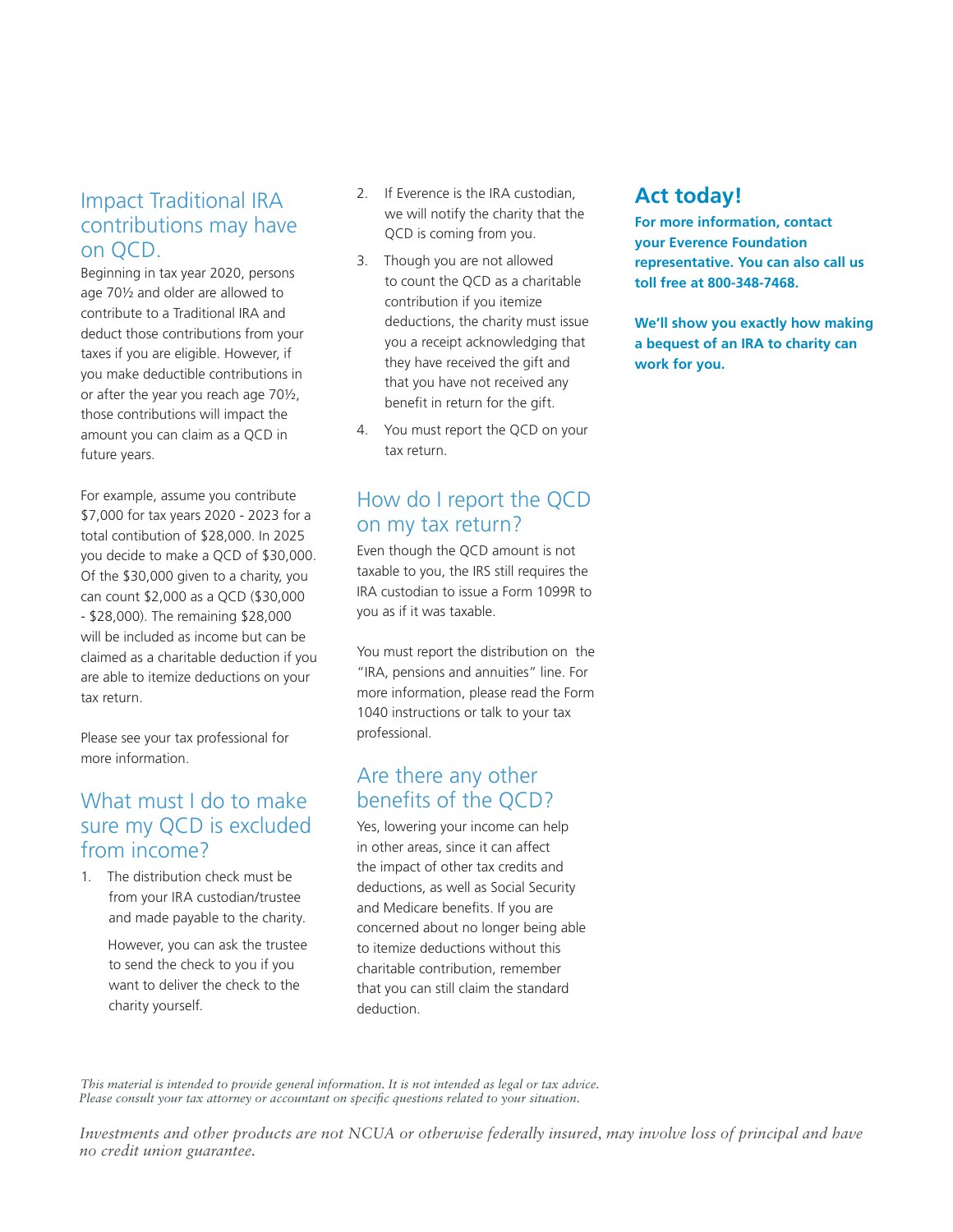## Impact Traditional IRA contributions may have on QCD.

Beginning in tax year 2020, persons age 70½ and older are allowed to contribute to a Traditional IRA and deduct those contributions from your taxes if you are eligible. However, if you make deductible contributions in or after the year you reach age 70½, those contributions will impact the amount you can claim as a QCD in future years.

For example, assume you contribute $7,000 for tax years 2020 - 2023 for a total contibution of $28,000. In 2025 you decide to make a QCD of $30,000. Of the $30,000 given to a charity, you can count $2,000 as a QCD ($30,000 - $28,000). The remaining $28,000 will be included as income but can be claimed as a charitable deduction if you are able to itemize deductions on your tax return.

Please see your tax professional for more information.

## What must I do to make sure my QCD is excluded from income?

1. The distribution check must be from your IRA custodian/trustee and made payable to the charity.

   However, you can ask the trustee to send the check to you if you want to deliver the check to the charity yourself.

2. If Everence is the IRA custodian, we will notify the charity that the QCD is coming from you.

3. Though you are not allowed to count the QCD as a charitable contribution if you itemize deductions, the charity must issue you a receipt acknowledging that they have received the gift and that you have not received any benefit in return for the gift.

4. You must report the QCD on your tax return.

## How do I report the QCD on my tax return?

Even though the QCD amount is not taxable to you, the IRS still requires the IRA custodian to issue a Form 1099R to you as if it was taxable.

You must report the distribution on the "IRA, pensions and annuities" line. For more information, please read the Form 1040 instructions or talk to your tax professional.

## Are there any other benefits of the QCD?

Yes, lowering your income can help in other areas, since it can affect the impact of other tax credits and deductions, as well as Social Security and Medicare benefits. If you are concerned about no longer being able to itemize deductions without this charitable contribution, remember that you can still claim the standard deduction.

## Act today!

**For more information, contact your Everence Foundation representative. You can also call us toll free at 800-348-7468.**

**We'll show you exactly how making a bequest of an IRA to charity can work for you.**

*This material is intended to provide general information. It is not intended as legal or tax advice. Please consult your tax attorney or accountant on specific questions related to your situation.*

*Investments and other products are not NCUA or otherwise federally insured, may involve loss of principal and have no credit union guarantee.*